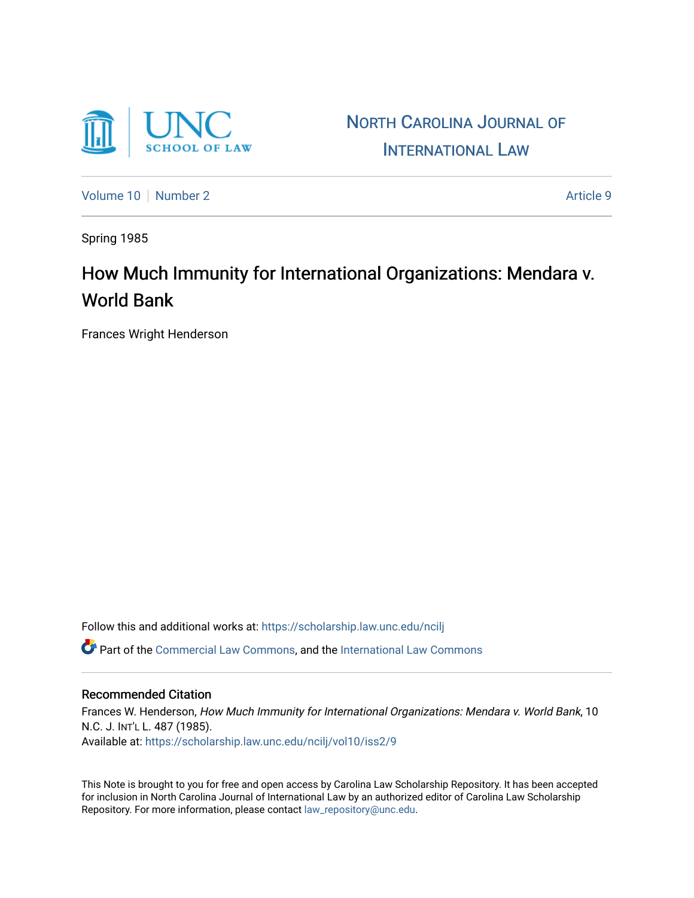North Carolina Journal of International Law

Volume 10 | Number 2 | Article 9

Spring 1985

# How Much Immunity for International Organizations: Mendara v. World Bank

Frances Wright Henderson

Follow this and additional works at: https://scholarship.law.unc.edu/ncilj

Part of the Commercial Law Commons, and the International Law Commons

## Recommended Citation

Frances W. Henderson, *How Much Immunity for International Organizations: Mendara v. World Bank*, 10 N.C. J. Int'l L. 487 (1985).
Available at: https://scholarship.law.unc.edu/ncilj/vol10/iss2/9

This Note is brought to you for free and open access by Carolina Law Scholarship Repository. It has been accepted for inclusion in North Carolina Journal of International Law by an authorized editor of Carolina Law Scholarship Repository. For more information, please contact law_repository@unc.edu.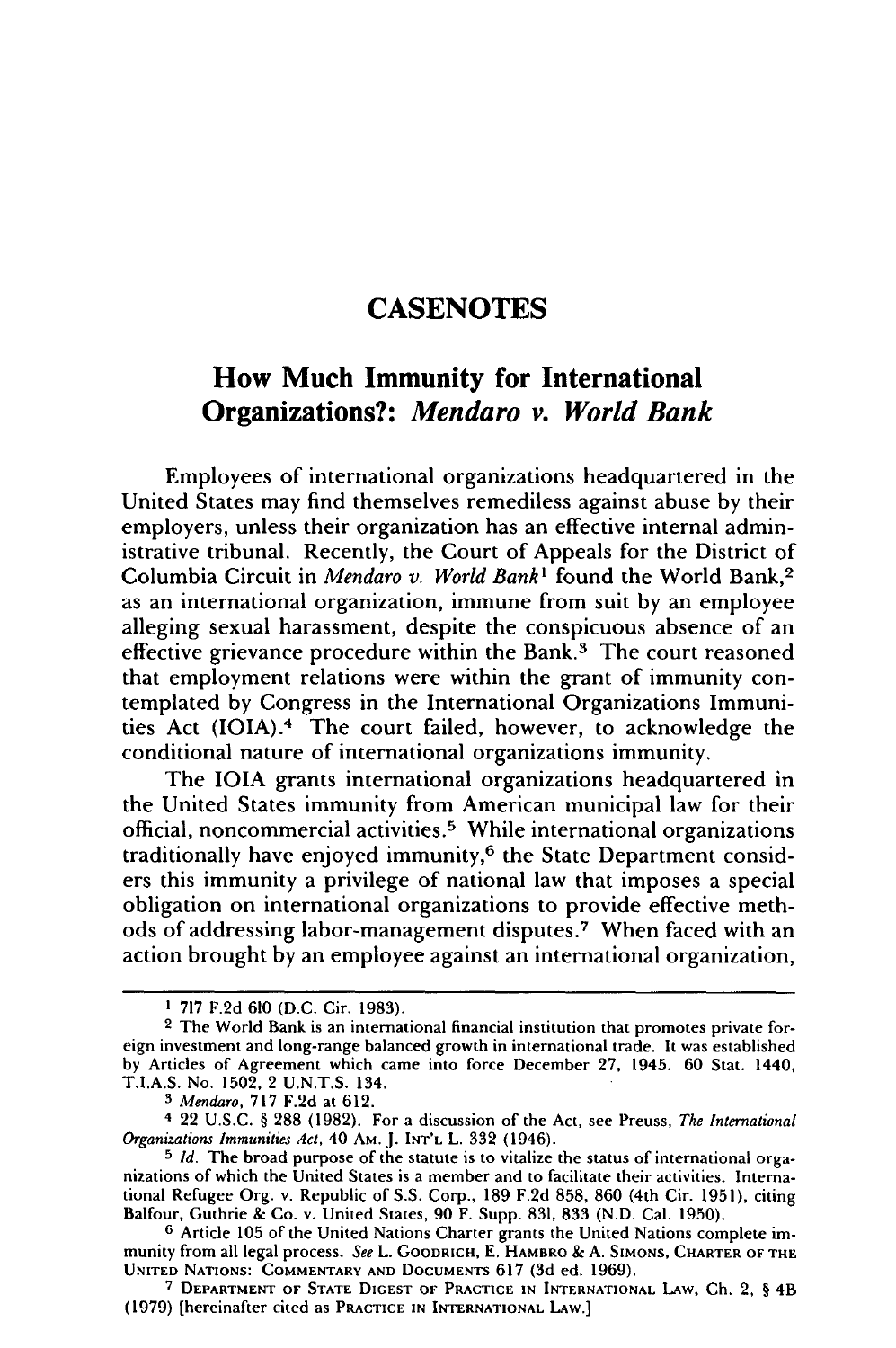# CASENOTES

## How Much Immunity for International Organizations?: *Mendaro v. World Bank*

Employees of international organizations headquartered in the United States may find themselves remediless against abuse by their employers, unless their organization has an effective internal administrative tribunal. Recently, the Court of Appeals for the District of Columbia Circuit in *Mendaro v. World Bank*[1] found the World Bank,[2] as an international organization, immune from suit by an employee alleging sexual harassment, despite the conspicuous absence of an effective grievance procedure within the Bank.[3] The court reasoned that employment relations were within the grant of immunity contemplated by Congress in the International Organizations Immunities Act (IOIA).[4] The court failed, however, to acknowledge the conditional nature of international organizations immunity.

The IOIA grants international organizations headquartered in the United States immunity from American municipal law for their official, noncommercial activities.[5] While international organizations traditionally have enjoyed immunity,[6] the State Department considers this immunity a privilege of national law that imposes a special obligation on international organizations to provide effective methods of addressing labor-management disputes.[7] When faced with an action brought by an employee against an international organization,

---

[1] 717 F.2d 610 (D.C. Cir. 1983).

[2] The World Bank is an international financial institution that promotes private foreign investment and long-range balanced growth in international trade. It was established by Articles of Agreement which came into force December 27, 1945. 60 Stat. 1440, T.I.A.S. No. 1502, 2 U.N.T.S. 134.

[3] *Mendaro*, 717 F.2d at 612.

[4] 22 U.S.C. § 288 (1982). For a discussion of the Act, see Preuss, *The International Organizations Immunities Act*, 40 AM. J. INT'L L. 332 (1946).

[5] *Id.* The broad purpose of the statute is to vitalize the status of international organizations of which the United States is a member and to facilitate their activities. International Refugee Org. v. Republic of S.S. Corp., 189 F.2d 858, 860 (4th Cir. 1951), citing Balfour, Guthrie & Co. v. United States, 90 F. Supp. 831, 833 (N.D. Cal. 1950).

[6] Article 105 of the United Nations Charter grants the United Nations complete immunity from all legal process. *See* L. GOODRICH, E. HAMBRO & A. SIMONS, CHARTER OF THE UNITED NATIONS: COMMENTARY AND DOCUMENTS 617 (3d ed. 1969).

[7] DEPARTMENT OF STATE DIGEST OF PRACTICE IN INTERNATIONAL LAW, Ch. 2, § 4B (1979) [hereinafter cited as PRACTICE IN INTERNATIONAL LAW.]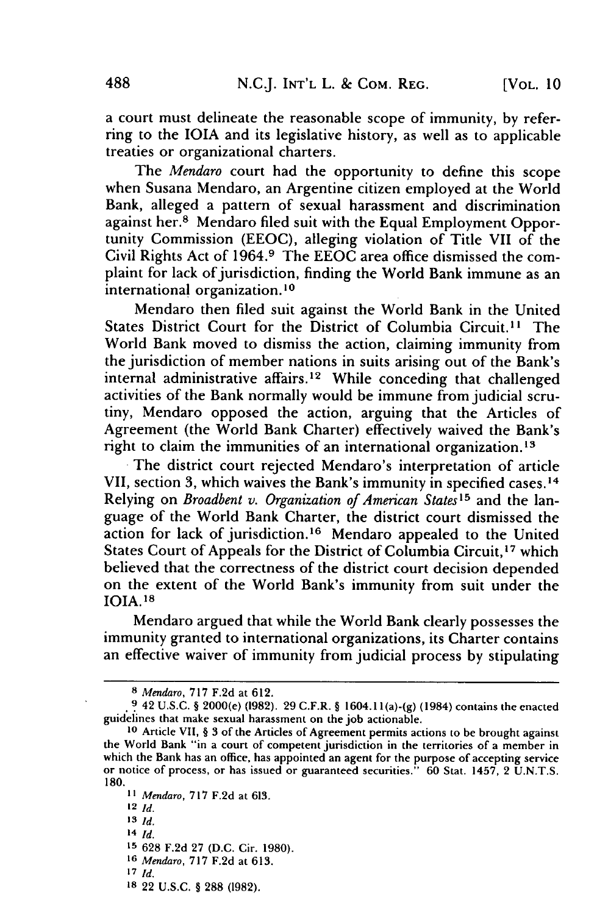a court must delineate the reasonable scope of immunity, by referring to the IOIA and its legislative history, as well as to applicable treaties or organizational charters.

The *Mendaro* court had the opportunity to define this scope when Susana Mendaro, an Argentine citizen employed at the World Bank, alleged a pattern of sexual harassment and discrimination against her.[8] Mendaro filed suit with the Equal Employment Opportunity Commission (EEOC), alleging violation of Title VII of the Civil Rights Act of 1964.[9] The EEOC area office dismissed the complaint for lack of jurisdiction, finding the World Bank immune as an international organization.[10]

Mendaro then filed suit against the World Bank in the United States District Court for the District of Columbia Circuit.[11] The World Bank moved to dismiss the action, claiming immunity from the jurisdiction of member nations in suits arising out of the Bank's internal administrative affairs.[12] While conceding that challenged activities of the Bank normally would be immune from judicial scrutiny, Mendaro opposed the action, arguing that the Articles of Agreement (the World Bank Charter) effectively waived the Bank's right to claim the immunities of an international organization.[13]

The district court rejected Mendaro's interpretation of article VII, section 3, which waives the Bank's immunity in specified cases.[14] Relying on *Broadbent v. Organization of American States*[15] and the language of the World Bank Charter, the district court dismissed the action for lack of jurisdiction.[16] Mendaro appealed to the United States Court of Appeals for the District of Columbia Circuit,[17] which believed that the correctness of the district court decision depended on the extent of the World Bank's immunity from suit under the IOIA.[18]

Mendaro argued that while the World Bank clearly possesses the immunity granted to international organizations, its Charter contains an effective waiver of immunity from judicial process by stipulating

---

[8] *Mendaro*, 717 F.2d at 612.

[9] 42 U.S.C. § 2000(e) (1982). 29 C.F.R. § 1604.11(a)-(g) (1984) contains the enacted guidelines that make sexual harassment on the job actionable.

[10] Article VII, § 3 of the Articles of Agreement permits actions to be brought against the World Bank "in a court of competent jurisdiction in the territories of a member in which the Bank has an office, has appointed an agent for the purpose of accepting service or notice of process, or has issued or guaranteed securities." 60 Stat. 1457, 2 U.N.T.S. 180.

[11] *Mendaro*, 717 F.2d at 613.

[12] *Id.*

[13] *Id.*

[14] *Id.*

[15] 628 F.2d 27 (D.C. Cir. 1980).

[16] *Mendaro*, 717 F.2d at 613.

[17] *Id.*

[18] 22 U.S.C. § 288 (1982).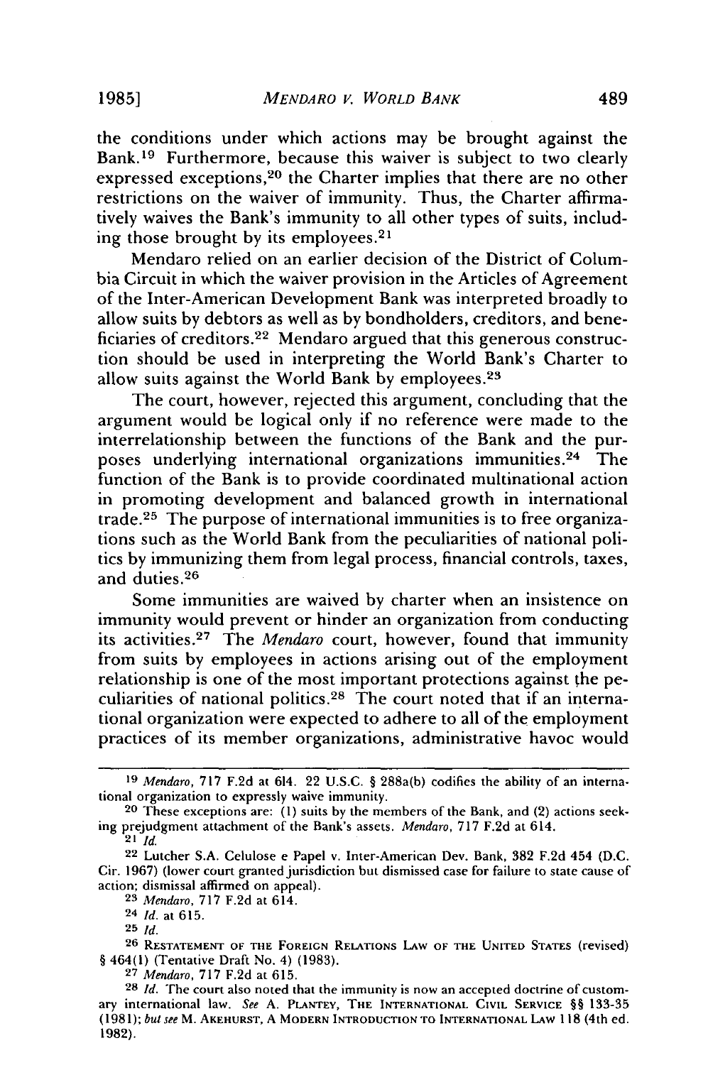the conditions under which actions may be brought against the Bank.[19] Furthermore, because this waiver is subject to two clearly expressed exceptions,[20] the Charter implies that there are no other restrictions on the waiver of immunity. Thus, the Charter affirmatively waives the Bank's immunity to all other types of suits, including those brought by its employees.[21]

Mendaro relied on an earlier decision of the District of Columbia Circuit in which the waiver provision in the Articles of Agreement of the Inter-American Development Bank was interpreted broadly to allow suits by debtors as well as by bondholders, creditors, and beneficiaries of creditors.[22] Mendaro argued that this generous construction should be used in interpreting the World Bank's Charter to allow suits against the World Bank by employees.[23]

The court, however, rejected this argument, concluding that the argument would be logical only if no reference were made to the interrelationship between the functions of the Bank and the purposes underlying international organizations immunities.[24] The function of the Bank is to provide coordinated multinational action in promoting development and balanced growth in international trade.[25] The purpose of international immunities is to free organizations such as the World Bank from the peculiarities of national politics by immunizing them from legal process, financial controls, taxes, and duties.[26]

Some immunities are waived by charter when an insistence on immunity would prevent or hinder an organization from conducting its activities.[27] The *Mendaro* court, however, found that immunity from suits by employees in actions arising out of the employment relationship is one of the most important protections against the peculiarities of national politics.[28] The court noted that if an international organization were expected to adhere to all of the employment practices of its member organizations, administrative havoc would

---

[19] *Mendaro*, 717 F.2d at 614. 22 U.S.C. § 288a(b) codifies the ability of an international organization to expressly waive immunity.

[20] These exceptions are: (1) suits by the members of the Bank, and (2) actions seeking prejudgment attachment of the Bank's assets. *Mendaro*, 717 F.2d at 614.

[21] *Id.*

[22] Lutcher S.A. Celulose e Papel v. Inter-American Dev. Bank, 382 F.2d 454 (D.C. Cir. 1967) (lower court granted jurisdiction but dismissed case for failure to state cause of action; dismissal affirmed on appeal).

[23] *Mendaro*, 717 F.2d at 614.

[24] *Id.* at 615.

[25] *Id.*

[26] RESTATEMENT OF THE FOREIGN RELATIONS LAW OF THE UNITED STATES (revised) § 464(1) (Tentative Draft No. 4) (1983).

[27] *Mendaro*, 717 F.2d at 615.

[28] *Id.* The court also noted that the immunity is now an accepted doctrine of customary international law. *See* A. PLANTEY, THE INTERNATIONAL CIVIL SERVICE §§ 133-35 (1981); *but see* M. AKEHURST, A MODERN INTRODUCTION TO INTERNATIONAL LAW 118 (4th ed. 1982).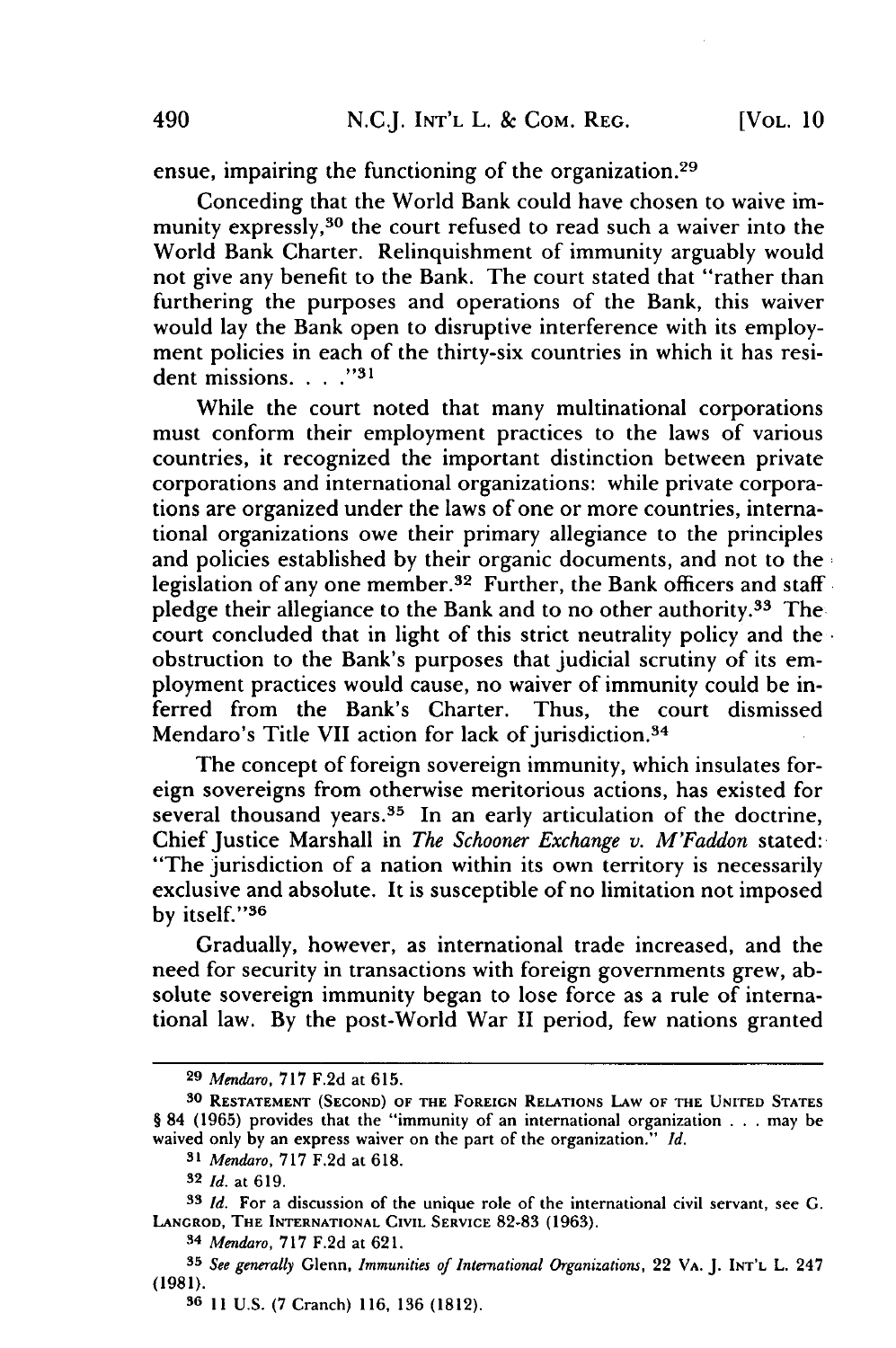ensue, impairing the functioning of the organization.[29]

Conceding that the World Bank could have chosen to waive immunity expressly,[30] the court refused to read such a waiver into the World Bank Charter. Relinquishment of immunity arguably would not give any benefit to the Bank. The court stated that "rather than furthering the purposes and operations of the Bank, this waiver would lay the Bank open to disruptive interference with its employment policies in each of the thirty-six countries in which it has resident missions. . . ."[31]

While the court noted that many multinational corporations must conform their employment practices to the laws of various countries, it recognized the important distinction between private corporations and international organizations: while private corporations are organized under the laws of one or more countries, international organizations owe their primary allegiance to the principles and policies established by their organic documents, and not to the legislation of any one member.[32] Further, the Bank officers and staff pledge their allegiance to the Bank and to no other authority.[33] The court concluded that in light of this strict neutrality policy and the obstruction to the Bank's purposes that judicial scrutiny of its employment practices would cause, no waiver of immunity could be inferred from the Bank's Charter. Thus, the court dismissed Mendaro's Title VII action for lack of jurisdiction.[34]

The concept of foreign sovereign immunity, which insulates foreign sovereigns from otherwise meritorious actions, has existed for several thousand years.[35] In an early articulation of the doctrine, Chief Justice Marshall in *The Schooner Exchange v. M'Faddon* stated: "The jurisdiction of a nation within its own territory is necessarily exclusive and absolute. It is susceptible of no limitation not imposed by itself."[36]

Gradually, however, as international trade increased, and the need for security in transactions with foreign governments grew, absolute sovereign immunity began to lose force as a rule of international law. By the post-World War II period, few nations granted

---

[29] *Mendaro*, 717 F.2d at 615.

[30] RESTATEMENT (SECOND) OF THE FOREIGN RELATIONS LAW OF THE UNITED STATES § 84 (1965) provides that the "immunity of an international organization . . . may be waived only by an express waiver on the part of the organization." *Id.*

[31] *Mendaro*, 717 F.2d at 618.

[32] *Id.* at 619.

[33] *Id.* For a discussion of the unique role of the international civil servant, see G. LANGROD, THE INTERNATIONAL CIVIL SERVICE 82-83 (1963).

[34] *Mendaro*, 717 F.2d at 621.

[35] *See generally* Glenn, *Immunities of International Organizations*, 22 VA. J. INT'L L. 247 (1981).

[36] 11 U.S. (7 Cranch) 116, 136 (1812).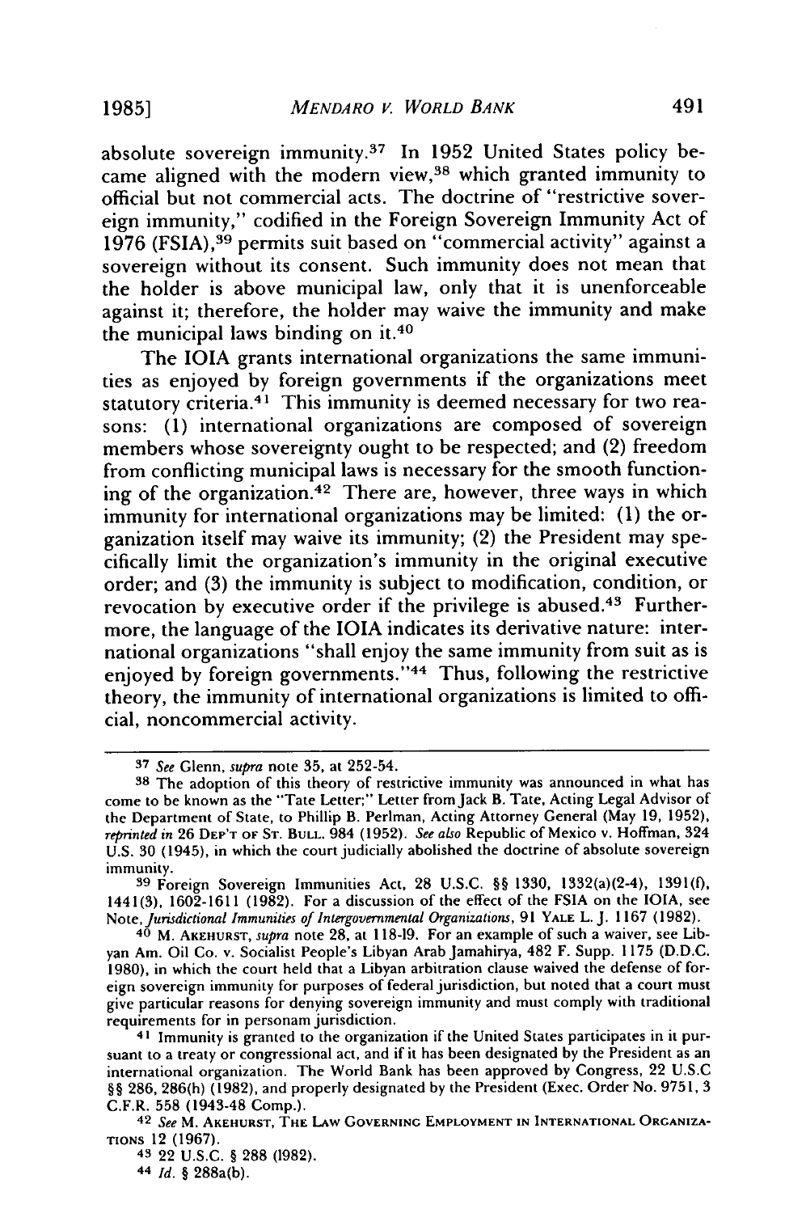absolute sovereign immunity.[37] In 1952 United States policy became aligned with the modern view,[38] which granted immunity to official but not commercial acts. The doctrine of "restrictive sovereign immunity," codified in the Foreign Sovereign Immunity Act of 1976 (FSIA),[39] permits suit based on "commercial activity" against a sovereign without its consent. Such immunity does not mean that the holder is above municipal law, only that it is unenforceable against it; therefore, the holder may waive the immunity and make the municipal laws binding on it.[40]

The IOIA grants international organizations the same immunities as enjoyed by foreign governments if the organizations meet statutory criteria.[41] This immunity is deemed necessary for two reasons: (1) international organizations are composed of sovereign members whose sovereignty ought to be respected; and (2) freedom from conflicting municipal laws is necessary for the smooth functioning of the organization.[42] There are, however, three ways in which immunity for international organizations may be limited: (1) the organization itself may waive its immunity; (2) the President may specifically limit the organization's immunity in the original executive order; and (3) the immunity is subject to modification, condition, or revocation by executive order if the privilege is abused.[43] Furthermore, the language of the IOIA indicates its derivative nature: international organizations "shall enjoy the same immunity from suit as is enjoyed by foreign governments."[44] Thus, following the restrictive theory, the immunity of international organizations is limited to official, noncommercial activity.

---

[37] *See* Glenn, *supra* note 35, at 252-54.

[38] The adoption of this theory of restrictive immunity was announced in what has come to be known as the "Tate Letter;" Letter from Jack B. Tate, Acting Legal Advisor of the Department of State, to Phillip B. Perlman, Acting Attorney General (May 19, 1952), *reprinted in* 26 DEP'T OF ST. BULL. 984 (1952). *See also* Republic of Mexico v. Hoffman, 324 U.S. 30 (1945), in which the court judicially abolished the doctrine of absolute sovereign immunity.

[39] Foreign Sovereign Immunities Act, 28 U.S.C. §§ 1330, 1332(a)(2-4), 1391(f), 1441(3), 1602-1611 (1982). For a discussion of the effect of the FSIA on the IOIA, see Note, *Jurisdictional Immunities of Intergovernmental Organizations*, 91 YALE L. J. 1167 (1982).

[40] M. AKEHURST, *supra* note 28, at 118-19. For an example of such a waiver, see Libyan Am. Oil Co. v. Socialist People's Libyan Arab Jamahirya, 482 F. Supp. 1175 (D.D.C. 1980), in which the court held that a Libyan arbitration clause waived the defense of foreign sovereign immunity for purposes of federal jurisdiction, but noted that a court must give particular reasons for denying sovereign immunity and must comply with traditional requirements for in personam jurisdiction.

[41] Immunity is granted to the organization if the United States participates in it pursuant to a treaty or congressional act, and if it has been designated by the President as an international organization. The World Bank has been approved by Congress, 22 U.S.C §§ 286, 286(h) (1982), and properly designated by the President (Exec. Order No. 9751, 3 C.F.R. 558 (1943-48 Comp.).

[42] *See* M. AKEHURST, THE LAW GOVERNING EMPLOYMENT IN INTERNATIONAL ORGANIZATIONS 12 (1967).

[43] 22 U.S.C. § 288 (1982).

[44] *Id.* § 288a(b).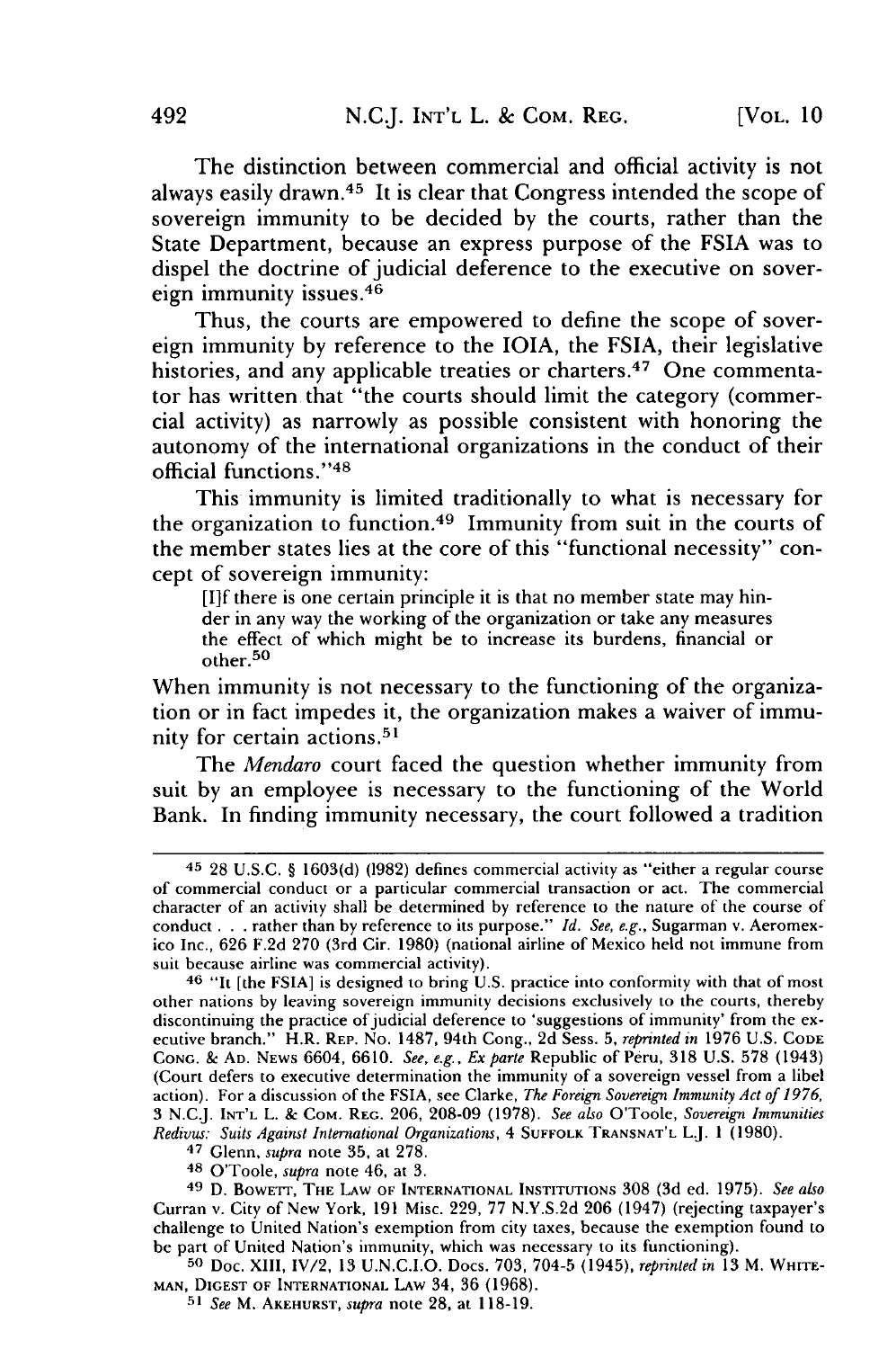The distinction between commercial and official activity is not always easily drawn.[45] It is clear that Congress intended the scope of sovereign immunity to be decided by the courts, rather than the State Department, because an express purpose of the FSIA was to dispel the doctrine of judicial deference to the executive on sovereign immunity issues.[46]

Thus, the courts are empowered to define the scope of sovereign immunity by reference to the IOIA, the FSIA, their legislative histories, and any applicable treaties or charters.[47] One commentator has written that "the courts should limit the category (commercial activity) as narrowly as possible consistent with honoring the autonomy of the international organizations in the conduct of their official functions."[48]

This immunity is limited traditionally to what is necessary for the organization to function.[49] Immunity from suit in the courts of the member states lies at the core of this "functional necessity" concept of sovereign immunity:

> [I]f there is one certain principle it is that no member state may hinder in any way the working of the organization or take any measures the effect of which might be to increase its burdens, financial or other.[50]

When immunity is not necessary to the functioning of the organization or in fact impedes it, the organization makes a waiver of immunity for certain actions.[51]

The *Mendaro* court faced the question whether immunity from suit by an employee is necessary to the functioning of the World Bank. In finding immunity necessary, the court followed a tradition

---

[45] 28 U.S.C. § 1603(d) (1982) defines commercial activity as "either a regular course of commercial conduct or a particular commercial transaction or act. The commercial character of an activity shall be determined by reference to the nature of the course of conduct . . . rather than by reference to its purpose." *Id. See, e.g.*, Sugarman v. Aeromexico Inc., 626 F.2d 270 (3rd Cir. 1980) (national airline of Mexico held not immune from suit because airline was commercial activity).

[46] "It [the FSIA] is designed to bring U.S. practice into conformity with that of most other nations by leaving sovereign immunity decisions exclusively to the courts, thereby discontinuing the practice of judicial deference to 'suggestions of immunity' from the executive branch." H.R. REP. No. 1487, 94th Cong., 2d Sess. 5, *reprinted in* 1976 U.S. CODE CONG. & AD. NEWS 6604, 6610. *See, e.g., Ex parte* Republic of Peru, 318 U.S. 578 (1943) (Court defers to executive determination the immunity of a sovereign vessel from a libel action). For a discussion of the FSIA, see Clarke, *The Foreign Sovereign Immunity Act of 1976*, 3 N.C.J. INT'L L. & COM. REG. 206, 208-09 (1978). *See also* O'Toole, *Sovereign Immunities Redivus: Suits Against International Organizations*, 4 SUFFOLK TRANSNAT'L L.J. 1 (1980).

[47] Glenn, *supra* note 35, at 278.

[48] O'Toole, *supra* note 46, at 3.

[49] D. BOWETT, THE LAW OF INTERNATIONAL INSTITUTIONS 308 (3d ed. 1975). *See also* Curran v. City of New York, 191 Misc. 229, 77 N.Y.S.2d 206 (1947) (rejecting taxpayer's challenge to United Nation's exemption from city taxes, because the exemption found to be part of United Nation's immunity, which was necessary to its functioning).

[50] Doc. XIII, IV/2, 13 U.N.C.I.O. Docs. 703, 704-5 (1945), *reprinted in* 13 M. WHITEMAN, DIGEST OF INTERNATIONAL LAW 34, 36 (1968).

[51] *See* M. AKEHURST, *supra* note 28, at 118-19.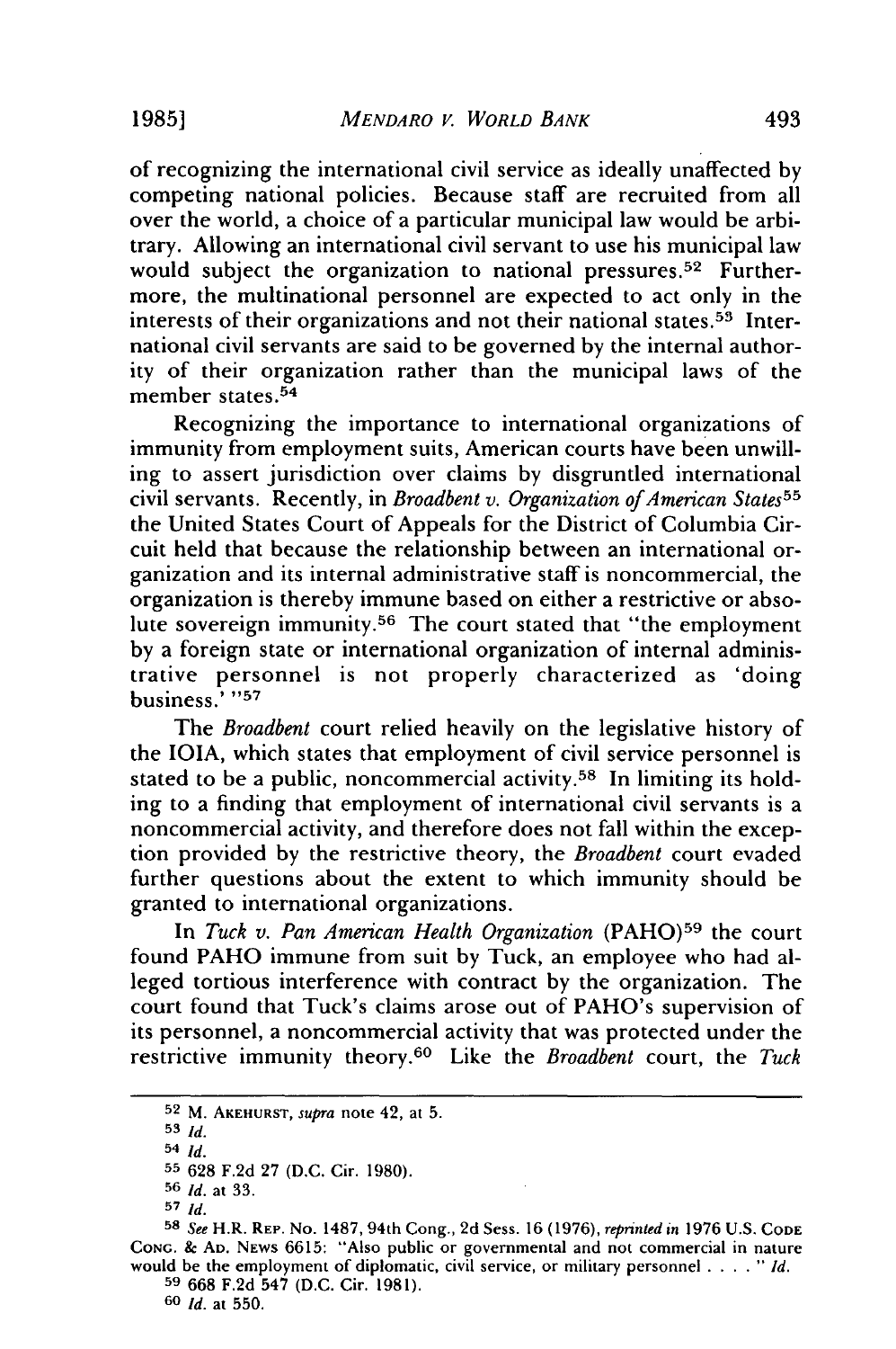of recognizing the international civil service as ideally unaffected by competing national policies. Because staff are recruited from all over the world, a choice of a particular municipal law would be arbitrary. Allowing an international civil servant to use his municipal law would subject the organization to national pressures.[52] Furthermore, the multinational personnel are expected to act only in the interests of their organizations and not their national states.[53] International civil servants are said to be governed by the internal authority of their organization rather than the municipal laws of the member states.[54]

Recognizing the importance to international organizations of immunity from employment suits, American courts have been unwilling to assert jurisdiction over claims by disgruntled international civil servants. Recently, in *Broadbent v. Organization of American States*[55] the United States Court of Appeals for the District of Columbia Circuit held that because the relationship between an international organization and its internal administrative staff is noncommercial, the organization is thereby immune based on either a restrictive or absolute sovereign immunity.[56] The court stated that "the employment by a foreign state or international organization of internal administrative personnel is not properly characterized as 'doing business.' "[57]

The *Broadbent* court relied heavily on the legislative history of the IOIA, which states that employment of civil service personnel is stated to be a public, noncommercial activity.[58] In limiting its holding to a finding that employment of international civil servants is a noncommercial activity, and therefore does not fall within the exception provided by the restrictive theory, the *Broadbent* court evaded further questions about the extent to which immunity should be granted to international organizations.

In *Tuck v. Pan American Health Organization* (PAHO)[59] the court found PAHO immune from suit by Tuck, an employee who had alleged tortious interference with contract by the organization. The court found that Tuck's claims arose out of PAHO's supervision of its personnel, a noncommercial activity that was protected under the restrictive immunity theory.[60] Like the *Broadbent* court, the *Tuck*

---

[52] M. AKEHURST, *supra* note 42, at 5.

[53] *Id.*

[54] *Id.*

[55] 628 F.2d 27 (D.C. Cir. 1980).

[56] *Id.* at 33.

[57] *Id.*

[58] *See* H.R. REP. No. 1487, 94th Cong., 2d Sess. 16 (1976), *reprinted in* 1976 U.S. CODE CONG. & AD. NEWS 6615: "Also public or governmental and not commercial in nature would be the employment of diplomatic, civil service, or military personnel . . . . " *Id.*

[59] 668 F.2d 547 (D.C. Cir. 1981).

[60] *Id.* at 550.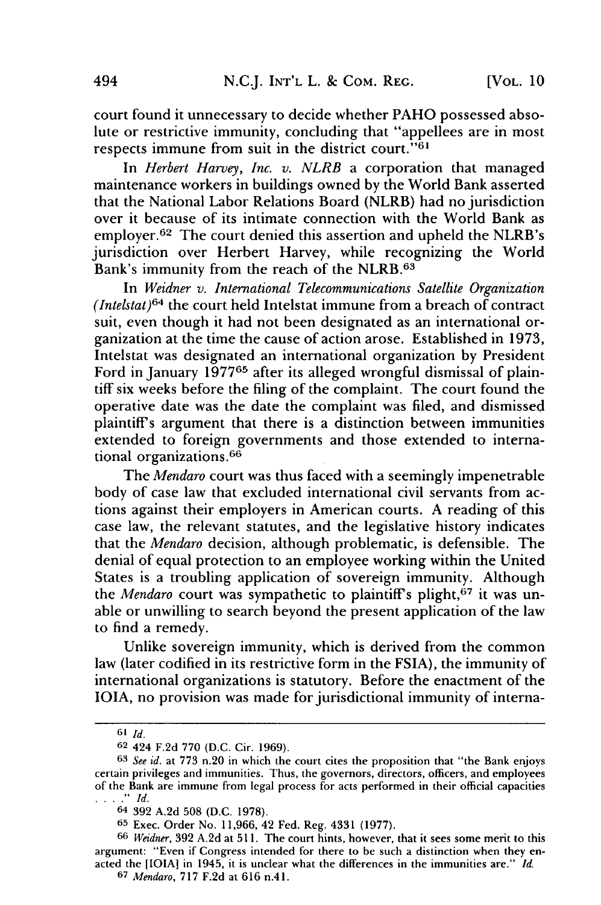court found it unnecessary to decide whether PAHO possessed absolute or restrictive immunity, concluding that "appellees are in most respects immune from suit in the district court."[61]

In *Herbert Harvey, Inc. v. NLRB* a corporation that managed maintenance workers in buildings owned by the World Bank asserted that the National Labor Relations Board (NLRB) had no jurisdiction over it because of its intimate connection with the World Bank as employer.[62] The court denied this assertion and upheld the NLRB's jurisdiction over Herbert Harvey, while recognizing the World Bank's immunity from the reach of the NLRB.[63]

In *Weidner v. International Telecommunications Satellite Organization (Intelstat)*[64] the court held Intelstat immune from a breach of contract suit, even though it had not been designated as an international organization at the time the cause of action arose. Established in 1973, Intelstat was designated an international organization by President Ford in January 1977[65] after its alleged wrongful dismissal of plaintiff six weeks before the filing of the complaint. The court found the operative date was the date the complaint was filed, and dismissed plaintiff's argument that there is a distinction between immunities extended to foreign governments and those extended to international organizations.[66]

The *Mendaro* court was thus faced with a seemingly impenetrable body of case law that excluded international civil servants from actions against their employers in American courts. A reading of this case law, the relevant statutes, and the legislative history indicates that the *Mendaro* decision, although problematic, is defensible. The denial of equal protection to an employee working within the United States is a troubling application of sovereign immunity. Although the *Mendaro* court was sympathetic to plaintiff's plight,[67] it was unable or unwilling to search beyond the present application of the law to find a remedy.

Unlike sovereign immunity, which is derived from the common law (later codified in its restrictive form in the FSIA), the immunity of international organizations is statutory. Before the enactment of the IOIA, no provision was made for jurisdictional immunity of interna-

---

[61] *Id.*

[62] 424 F.2d 770 (D.C. Cir. 1969).

[63] *See id.* at 773 n.20 in which the court cites the proposition that "the Bank enjoys certain privileges and immunities. Thus, the governors, directors, officers, and employees of the Bank are immune from legal process for acts performed in their official capacities . . . ." *Id.*

[64] 392 A.2d 508 (D.C. 1978).

[65] Exec. Order No. 11,966, 42 Fed. Reg. 4331 (1977).

[66] *Weidner*, 392 A.2d at 511. The court hints, however, that it sees some merit to this argument: "Even if Congress intended for there to be such a distinction when they enacted the [IOIA] in 1945, it is unclear what the differences in the immunities are." *Id.*

[67] *Mendaro*, 717 F.2d at 616 n.41.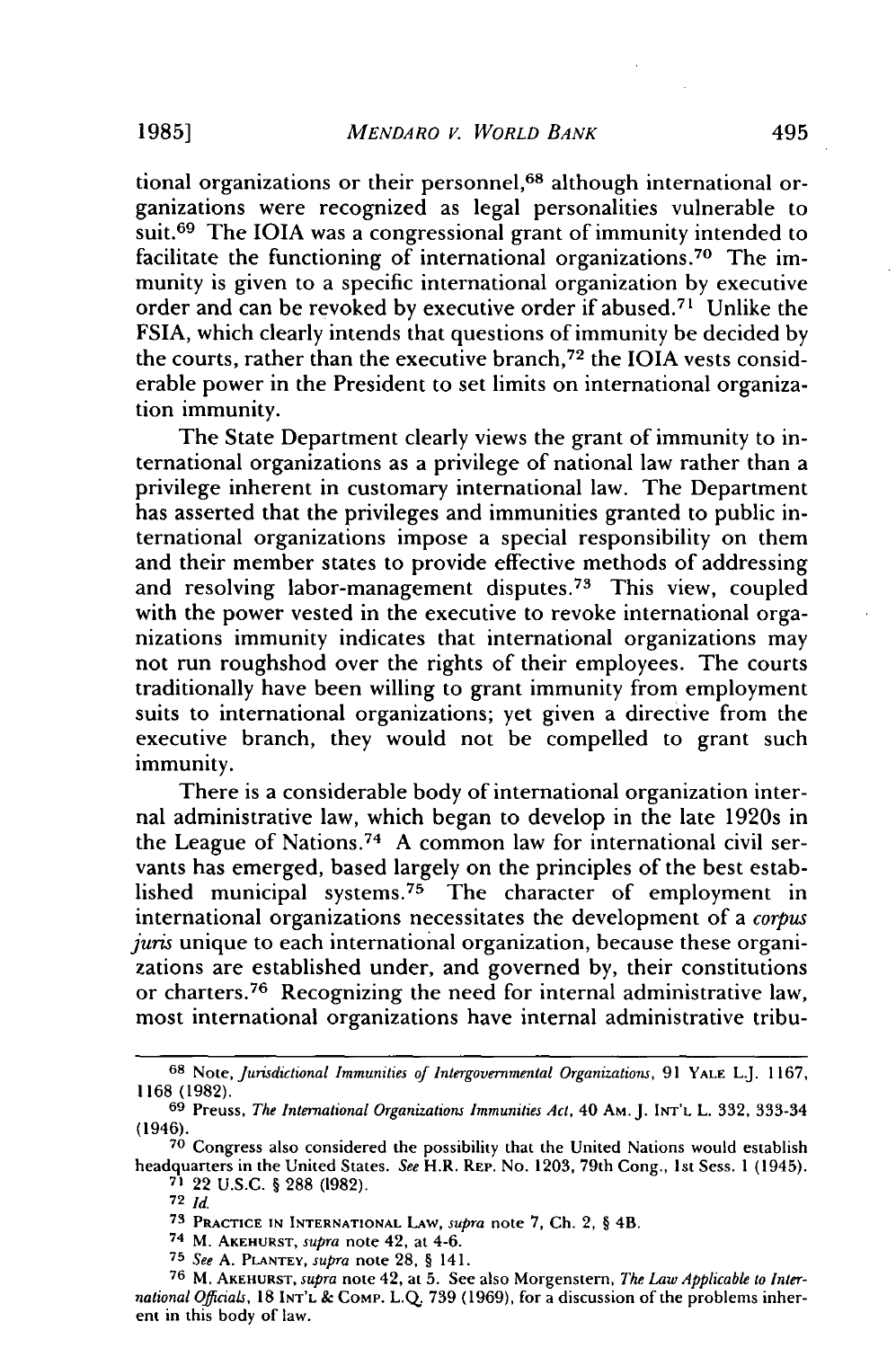tional organizations or their personnel,[68] although international organizations were recognized as legal personalities vulnerable to suit.[69] The IOIA was a congressional grant of immunity intended to facilitate the functioning of international organizations.[70] The immunity is given to a specific international organization by executive order and can be revoked by executive order if abused.[71] Unlike the FSIA, which clearly intends that questions of immunity be decided by the courts, rather than the executive branch,[72] the IOIA vests considerable power in the President to set limits on international organization immunity.

The State Department clearly views the grant of immunity to international organizations as a privilege of national law rather than a privilege inherent in customary international law. The Department has asserted that the privileges and immunities granted to public international organizations impose a special responsibility on them and their member states to provide effective methods of addressing and resolving labor-management disputes.[73] This view, coupled with the power vested in the executive to revoke international organizations immunity indicates that international organizations may not run roughshod over the rights of their employees. The courts traditionally have been willing to grant immunity from employment suits to international organizations; yet given a directive from the executive branch, they would not be compelled to grant such immunity.

There is a considerable body of international organization internal administrative law, which began to develop in the late 1920s in the League of Nations.[74] A common law for international civil servants has emerged, based largely on the principles of the best established municipal systems.[75] The character of employment in international organizations necessitates the development of a *corpus juris* unique to each international organization, because these organizations are established under, and governed by, their constitutions or charters.[76] Recognizing the need for internal administrative law, most international organizations have internal administrative tribu-

---

[68] Note, *Jurisdictional Immunities of Intergovernmental Organizations*, 91 YALE L.J. 1167, 1168 (1982).

[69] Preuss, *The International Organizations Immunities Act*, 40 AM. J. INT'L L. 332, 333-34 (1946).

[70] Congress also considered the possibility that the United Nations would establish headquarters in the United States. *See* H.R. REP. No. 1203, 79th Cong., 1st Sess. 1 (1945).

[71] 22 U.S.C. § 288 (1982).

[72] *Id.*

[73] PRACTICE IN INTERNATIONAL LAW, *supra* note 7, Ch. 2, § 4B.

[74] M. AKEHURST, *supra* note 42, at 4-6.

[75] *See* A. PLANTEY, *supra* note 28, § 141.

[76] M. AKEHURST, *supra* note 42, at 5. See also Morgenstern, *The Law Applicable to International Officials*, 18 INT'L & COMP. L.Q. 739 (1969), for a discussion of the problems inherent in this body of law.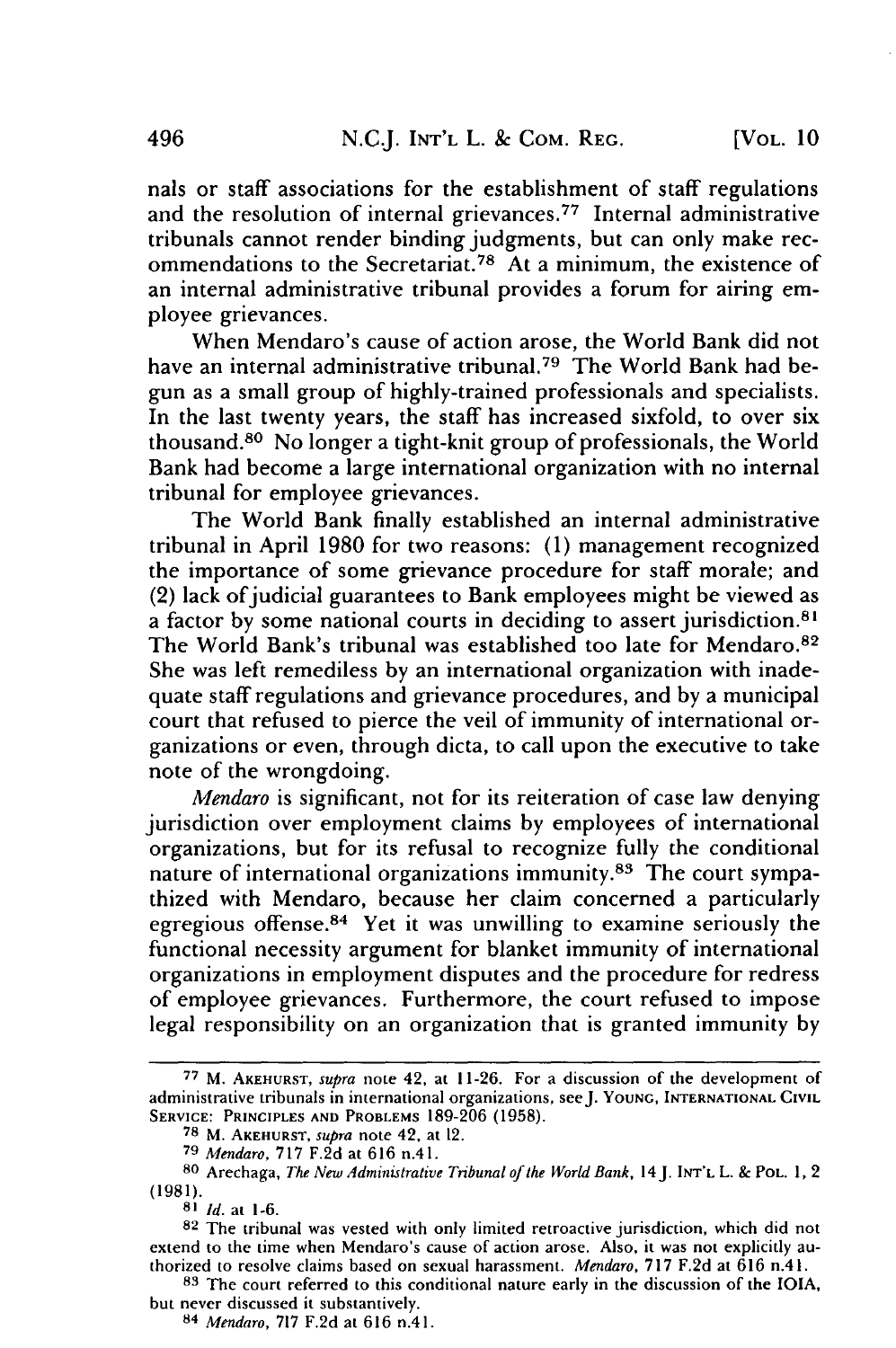nals or staff associations for the establishment of staff regulations and the resolution of internal grievances.[77] Internal administrative tribunals cannot render binding judgments, but can only make recommendations to the Secretariat.[78] At a minimum, the existence of an internal administrative tribunal provides a forum for airing employee grievances.

When Mendaro's cause of action arose, the World Bank did not have an internal administrative tribunal.[79] The World Bank had begun as a small group of highly-trained professionals and specialists. In the last twenty years, the staff has increased sixfold, to over six thousand.[80] No longer a tight-knit group of professionals, the World Bank had become a large international organization with no internal tribunal for employee grievances.

The World Bank finally established an internal administrative tribunal in April 1980 for two reasons: (1) management recognized the importance of some grievance procedure for staff morale; and (2) lack of judicial guarantees to Bank employees might be viewed as a factor by some national courts in deciding to assert jurisdiction.[81] The World Bank's tribunal was established too late for Mendaro.[82] She was left remediless by an international organization with inadequate staff regulations and grievance procedures, and by a municipal court that refused to pierce the veil of immunity of international organizations or even, through dicta, to call upon the executive to take note of the wrongdoing.

*Mendaro* is significant, not for its reiteration of case law denying jurisdiction over employment claims by employees of international organizations, but for its refusal to recognize fully the conditional nature of international organizations immunity.[83] The court sympathized with Mendaro, because her claim concerned a particularly egregious offense.[84] Yet it was unwilling to examine seriously the functional necessity argument for blanket immunity of international organizations in employment disputes and the procedure for redress of employee grievances. Furthermore, the court refused to impose legal responsibility on an organization that is granted immunity by

---

[77] M. AKEHURST, *supra* note 42, at 11-26. For a discussion of the development of administrative tribunals in international organizations, see J. YOUNG, INTERNATIONAL CIVIL SERVICE: PRINCIPLES AND PROBLEMS 189-206 (1958).

[78] M. AKEHURST, *supra* note 42, at 12.

[79] *Mendaro*, 717 F.2d at 616 n.41.

[80] Arechaga, *The New Administrative Tribunal of the World Bank*, 14 J. INT'L L. & POL. 1, 2 (1981).

[81] *Id.* at 1-6.

[82] The tribunal was vested with only limited retroactive jurisdiction, which did not extend to the time when Mendaro's cause of action arose. Also, it was not explicitly authorized to resolve claims based on sexual harassment. *Mendaro*, 717 F.2d at 616 n.41.

[83] The court referred to this conditional nature early in the discussion of the IOIA, but never discussed it substantively.

[84] *Mendaro*, 717 F.2d at 616 n.41.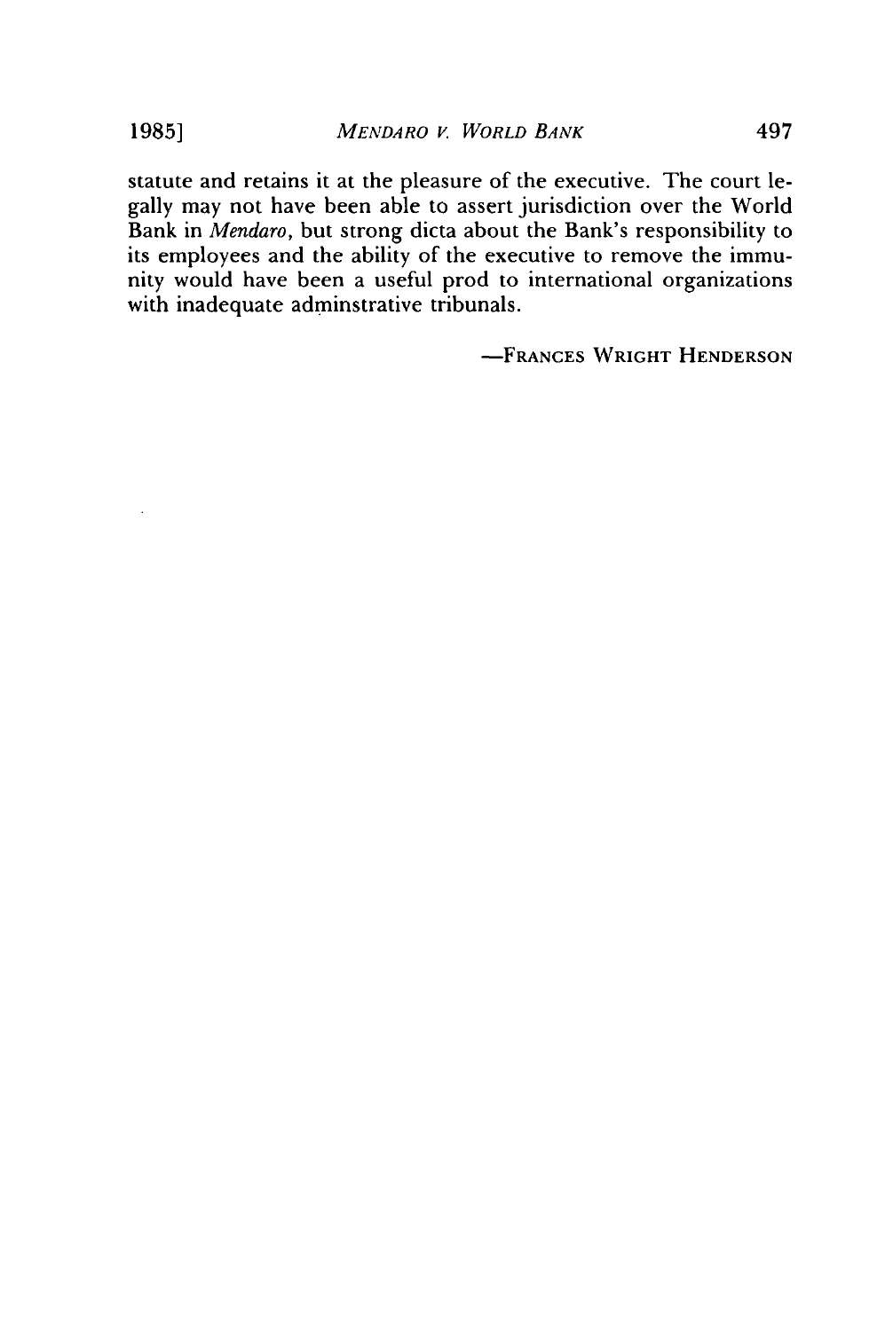statute and retains it at the pleasure of the executive. The court legally may not have been able to assert jurisdiction over the World Bank in *Mendaro*, but strong dicta about the Bank's responsibility to its employees and the ability of the executive to remove the immunity would have been a useful prod to international organizations with inadequate adminstrative tribunals.

—Frances Wright Henderson